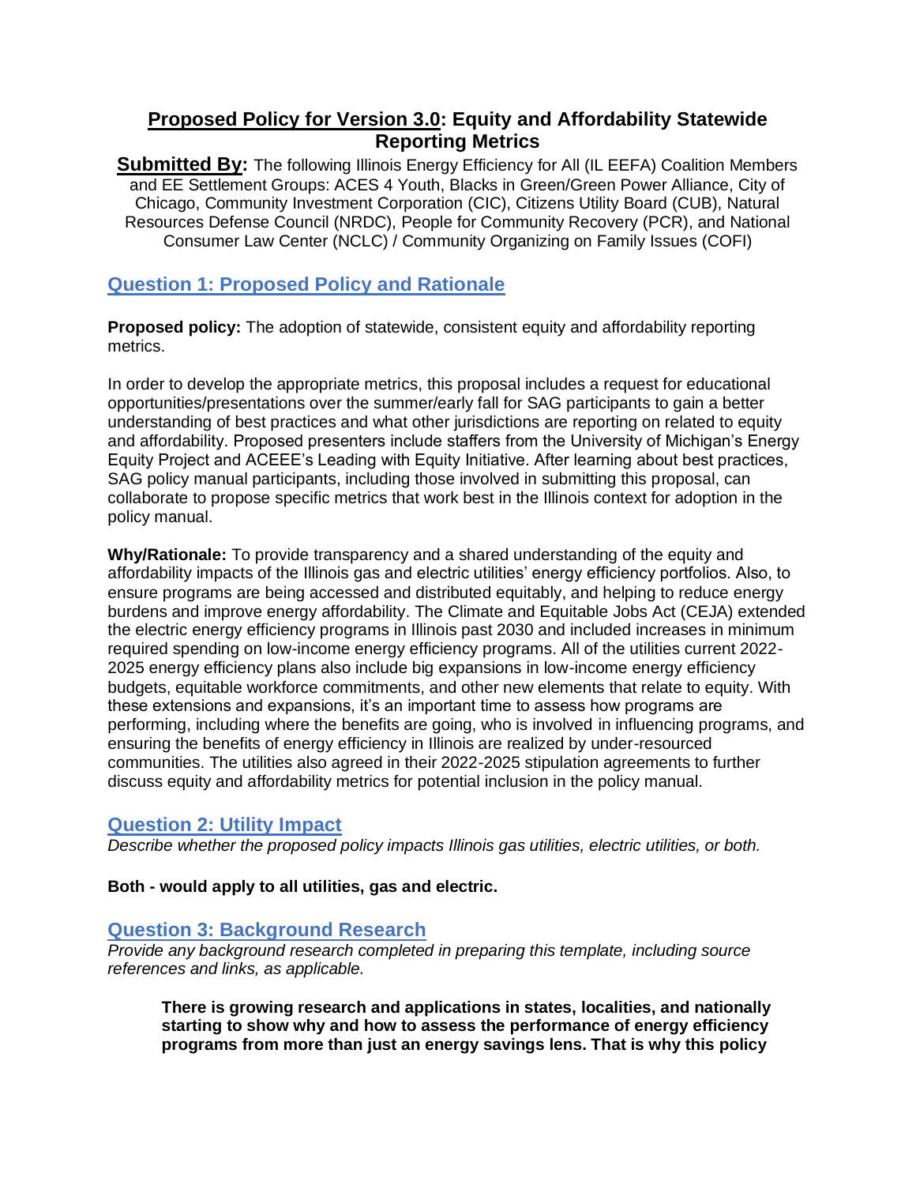# **Proposed Policy for Version 3.0: Equity and Affordability Statewide Reporting Metrics**

**Submitted By:** The following Illinois Energy Efficiency for All (IL EEFA) Coalition Members and EE Settlement Groups: ACES 4 Youth, Blacks in Green/Green Power Alliance, City of Chicago, Community Investment Corporation (CIC), Citizens Utility Board (CUB), Natural Resources Defense Council (NRDC), People for Community Recovery (PCR), and National Consumer Law Center (NCLC) / Community Organizing on Family Issues (COFI)

## Question 1: Proposed Policy and Rationale

**Proposed policy:** The adoption of statewide, consistent equity and affordability reporting metrics.

In order to develop the appropriate metrics, this proposal includes a request for educational opportunities/presentations over the summer/early fall for SAG participants to gain a better understanding of best practices and what other jurisdictions are reporting on related to equity and affordability. Proposed presenters include staffers from the University of Michigan's Energy Equity Project and ACEEE's Leading with Equity Initiative. After learning about best practices, SAG policy manual participants, including those involved in submitting this proposal, can collaborate to propose specific metrics that work best in the Illinois context for adoption in the policy manual.

**Why/Rationale:** To provide transparency and a shared understanding of the equity and affordability impacts of the Illinois gas and electric utilities' energy efficiency portfolios. Also, to ensure programs are being accessed and distributed equitably, and helping to reduce energy burdens and improve energy affordability. The Climate and Equitable Jobs Act (CEJA) extended the electric energy efficiency programs in Illinois past 2030 and included increases in minimum required spending on low-income energy efficiency programs. All of the utilities current 2022-2025 energy efficiency plans also include big expansions in low-income energy efficiency budgets, equitable workforce commitments, and other new elements that relate to equity. With these extensions and expansions, it's an important time to assess how programs are performing, including where the benefits are going, who is involved in influencing programs, and ensuring the benefits of energy efficiency in Illinois are realized by under-resourced communities. The utilities also agreed in their 2022-2025 stipulation agreements to further discuss equity and affordability metrics for potential inclusion in the policy manual.

## Question 2: Utility Impact

*Describe whether the proposed policy impacts Illinois gas utilities, electric utilities, or both.*

**Both - would apply to all utilities, gas and electric.**

## Question 3: Background Research

*Provide any background research completed in preparing this template, including source references and links, as applicable.*

> **There is growing research and applications in states, localities, and nationally starting to show why and how to assess the performance of energy efficiency programs from more than just an energy savings lens. That is why this policy**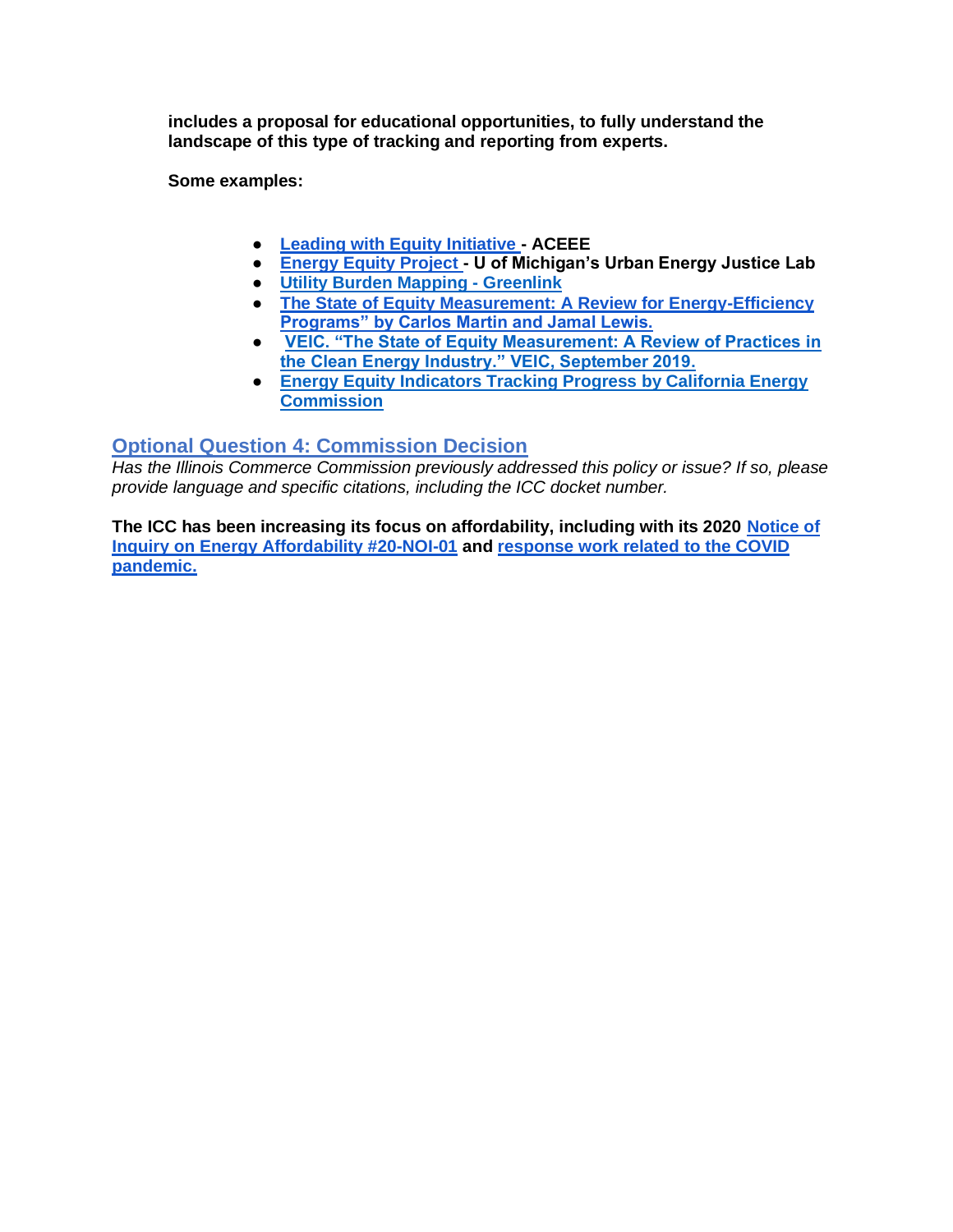**includes a proposal for educational opportunities, to fully understand the landscape of this type of tracking and reporting from experts.**

**Some examples:**

- **Leading with Equity Initiative - ACEEE**
- **Energy Equity Project - U of Michigan's Urban Energy Justice Lab**
- **Utility Burden Mapping - Greenlink**
- **The State of Equity Measurement: A Review for Energy-Efficiency Programs" by Carlos Martin and Jamal Lewis.**
- **VEIC. "The State of Equity Measurement: A Review of Practices in the Clean Energy Industry." VEIC, September 2019.**
- **Energy Equity Indicators Tracking Progress by California Energy Commission**

## Optional Question 4: Commission Decision

*Has the Illinois Commerce Commission previously addressed this policy or issue? If so, please provide language and specific citations, including the ICC docket number.*

**The ICC has been increasing its focus on affordability, including with its 2020 Notice of Inquiry on Energy Affordability #20-NOI-01 and response work related to the COVID pandemic.**